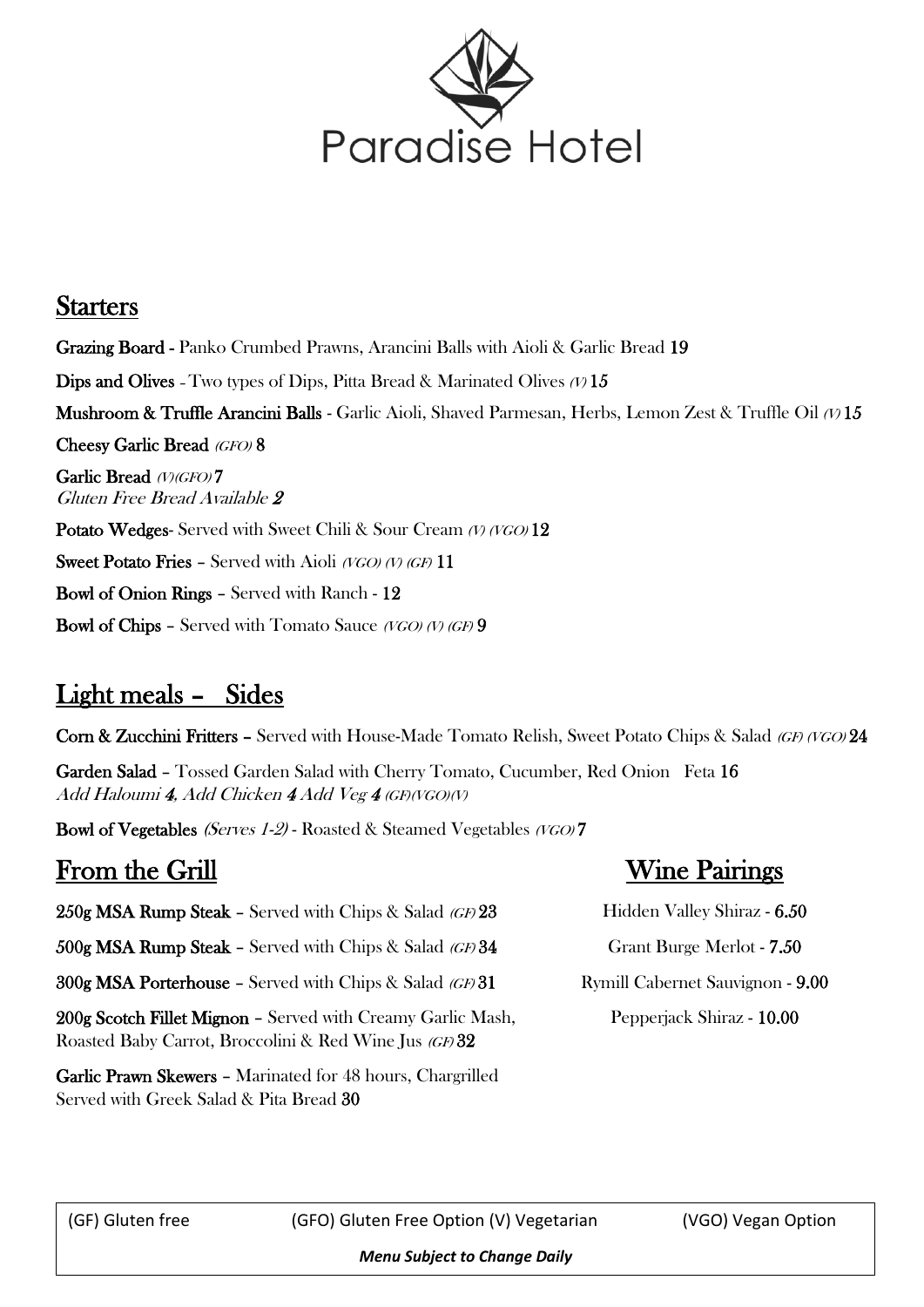# Paradise Hotel

## Starters

**Grazing Board** - Panko Crumbed Prawns, Arancini Balls with Aioli & Garlic Bread **19**

**Dips and Olives** - Two types of Dips, Pitta Bread & Marinated Olives *(V)* **15**

**Mushroom & Truffle Arancini Balls** - Garlic Aioli, Shaved Parmesan, Herbs, Lemon Zest & Truffle Oil *(V)* **15**

**Cheesy Garlic Bread** *(GFO)* **8**

**Garlic Bread** *(V)(GFO)* **7**
*Gluten Free Bread Available* ***2***

**Potato Wedges**- Served with Sweet Chili & Sour Cream *(V) (VGO)* **12**

**Sweet Potato Fries** – Served with Aioli *(VGO) (V) (GF)* **11**

**Bowl of Onion Rings** – Served with Ranch - **12**

**Bowl of Chips** – Served with Tomato Sauce *(VGO) (V) (GF)* **9**

## Light meals – Sides

**Corn & Zucchini Fritters** – Served with House-Made Tomato Relish, Sweet Potato Chips & Salad *(GF) (VGO)* **24**

**Garden Salad** – Tossed Garden Salad with Cherry Tomato, Cucumber, Red Onion Feta **16**
*Add Haloumi* ***4****, Add Chicken* ***4*** *Add Veg* ***4*** *(GF)(VGO)(V)*

**Bowl of Vegetables** *(Serves 1-2)* - Roasted & Steamed Vegetables *(VGO)* **7**

## From the Grill

**250g MSA Rump Steak** – Served with Chips & Salad *(GF)* **23**

**500g MSA Rump Steak** – Served with Chips & Salad *(GF)* **34**

**300g MSA Porterhouse** – Served with Chips & Salad *(GF)* **31**

**200g Scotch Fillet Mignon** – Served with Creamy Garlic Mash, Roasted Baby Carrot, Broccolini & Red Wine Jus *(GF)* **32**

**Garlic Prawn Skewers** – Marinated for 48 hours, Chargrilled Served with Greek Salad & Pita Bread **30**

## Wine Pairings

Hidden Valley Shiraz - **6.50**

Grant Burge Merlot - **7.50**

Rymill Cabernet Sauvignon - **9.00**

Pepperjack Shiraz - **10.00**

(GF) Gluten free (GFO) Gluten Free Option (V) Vegetarian (VGO) Vegan Option

***Menu Subject to Change Daily***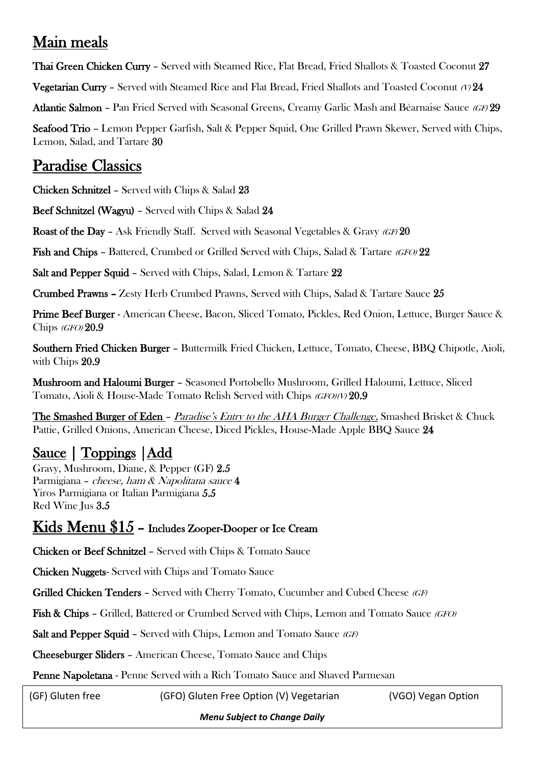## Main meals

**Thai Green Chicken Curry** – Served with Steamed Rice, Flat Bread, Fried Shallots & Toasted Coconut **27**

**Vegetarian Curry** – Served with Steamed Rice and Flat Bread, Fried Shallots and Toasted Coconut *(V)* **24**

**Atlantic Salmon** – Pan Fried Served with Seasonal Greens, Creamy Garlic Mash and Béarnaise Sauce *(GF)* **29**

**Seafood Trio** – Lemon Pepper Garfish, Salt & Pepper Squid, One Grilled Prawn Skewer, Served with Chips, Lemon, Salad, and Tartare **30**

## Paradise Classics

**Chicken Schnitzel** – Served with Chips & Salad **23**

**Beef Schnitzel (Wagyu)** – Served with Chips & Salad **24**

**Roast of the Day** – Ask Friendly Staff. Served with Seasonal Vegetables & Gravy *(GF)* **20**

**Fish and Chips** – Battered, Crumbed or Grilled Served with Chips, Salad & Tartare *(GFO)* **22**

**Salt and Pepper Squid** – Served with Chips, Salad, Lemon & Tartare **22**

**Crumbed Prawns** – Zesty Herb Crumbed Prawns, Served with Chips, Salad & Tartare Sauce **25**

**Prime Beef Burger** - American Cheese, Bacon, Sliced Tomato, Pickles, Red Onion, Lettuce, Burger Sauce & Chips *(GFO)* **20.9**

**Southern Fried Chicken Burger** – Buttermilk Fried Chicken, Lettuce, Tomato, Cheese, BBQ Chipotle, Aioli, with Chips **20.9**

**Mushroom and Haloumi Burger** – Seasoned Portobello Mushroom, Grilled Haloumi, Lettuce, Sliced Tomato, Aioli & House-Made Tomato Relish Served with Chips *(GFO)(V)* **20.9**

**The Smashed Burger of Eden** – *Paradise's Entry to the AHA Burger Challenge,* Smashed Brisket & Chuck Pattie, Grilled Onions, American Cheese, Diced Pickles, House-Made Apple BBQ Sauce **24**

## Sauce | Toppings | Add

Gravy, Mushroom, Diane, & Pepper (GF) **2.5**
Parmigiana – *cheese, ham & Napolitana sauce* **4**
Yiros Parmigiana or Italian Parmigiana **5.5**
Red Wine Jus **3.5**

## Kids Menu $15 – Includes Zooper-Dooper or Ice Cream

**Chicken or Beef Schnitzel** – Served with Chips & Tomato Sauce

**Chicken Nuggets**- Served with Chips and Tomato Sauce

**Grilled Chicken Tenders** – Served with Cherry Tomato, Cucumber and Cubed Cheese *(GF)*

**Fish & Chips** – Grilled, Battered or Crumbed Served with Chips, Lemon and Tomato Sauce *(GFO)*

**Salt and Pepper Squid** – Served with Chips, Lemon and Tomato Sauce *(GF)*

**Cheeseburger Sliders** – American Cheese, Tomato Sauce and Chips

**Penne Napoletana** - Penne Served with a Rich Tomato Sauce and Shaved Parmesan

(GF) Gluten free (GFO) Gluten Free Option (V) Vegetarian (VGO) Vegan Option

***Menu Subject to Change Daily***